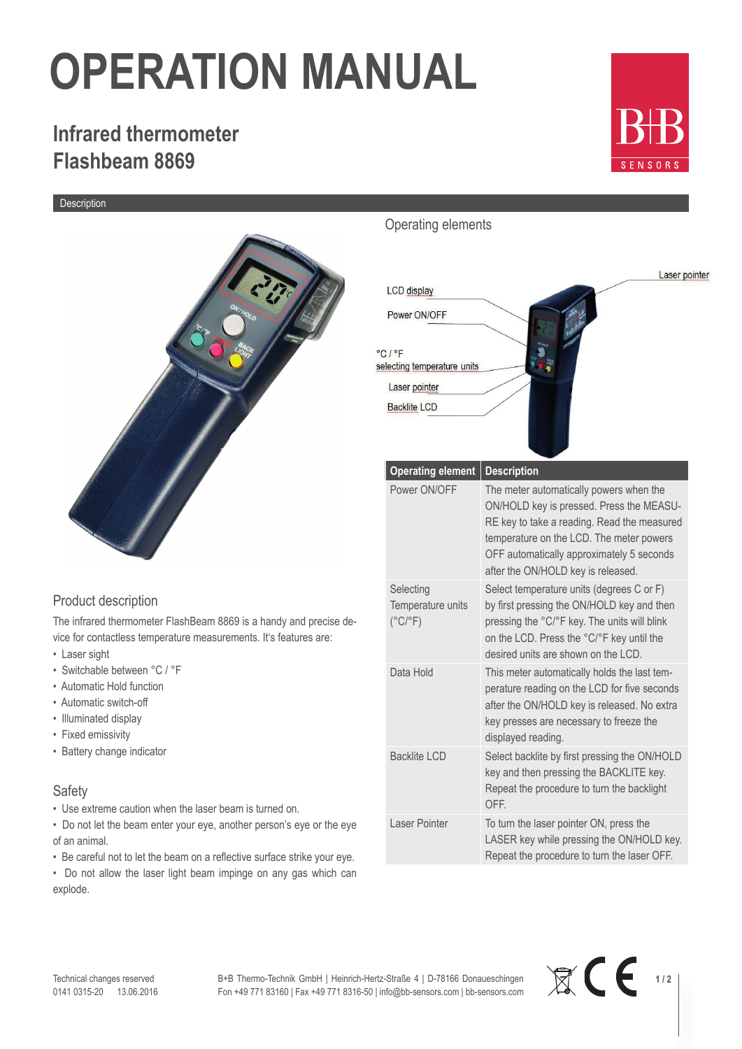# OPERATION MANUAL

## Infrared thermometer Flashbeam 8869

Description

### Product description

The infrared thermometer FlashBeam 8869 is a handy and precise device for contactless temperature measurements. It's features are:

- Laser sight
- Switchable between °C / °F
- Automatic Hold function
- Automatic switch-off
- Illuminated display
- Fixed emissivity
- Battery change indicator

### Safety

- Use extreme caution when the laser beam is turned on.
- Do not let the beam enter your eye, another person's eye or the eye of an animal.
- Be careful not to let the beam on a reflective surface strike your eye.
- Do not allow the laser light beam impinge on any gas which can explode.

### Operating elements

LCD display

Power ON/OFF

°C / °F selecting temperature units

Laser pointer

Backlite LCD

Laser pointer

| Operating element | Description |
|---|---|
| Power ON/OFF | The meter automatically powers when the ON/HOLD key is pressed. Press the MEASURE key to take a reading. Read the measured temperature on the LCD. The meter powers OFF automatically approximately 5 seconds after the ON/HOLD key is released. |
| Selecting Temperature units (°C/°F) | Select temperature units (degrees C or F) by first pressing the ON/HOLD key and then pressing the °C/°F key. The units will blink on the LCD. Press the °C/°F key until the desired units are shown on the LCD. |
| Data Hold | This meter automatically holds the last temperature reading on the LCD for five seconds after the ON/HOLD key is released. No extra key presses are necessary to freeze the displayed reading. |
| Backlite LCD | Select backlite by first pressing the ON/HOLD key and then pressing the BACKLITE key. Repeat the procedure to turn the backlight OFF. |
| Laser Pointer | To turn the laser pointer ON, press the LASER key while pressing the ON/HOLD key. Repeat the procedure to turn the laser OFF. |

Technical changes reserved
0141 0315-20 13.06.2016

B+B Thermo-Technik GmbH | Heinrich-Hertz-Straße 4 | D-78166 Donaueschingen
Fon +49 771 83160 | Fax +49 771 8316-50 | info@bb-sensors.com | bb-sensors.com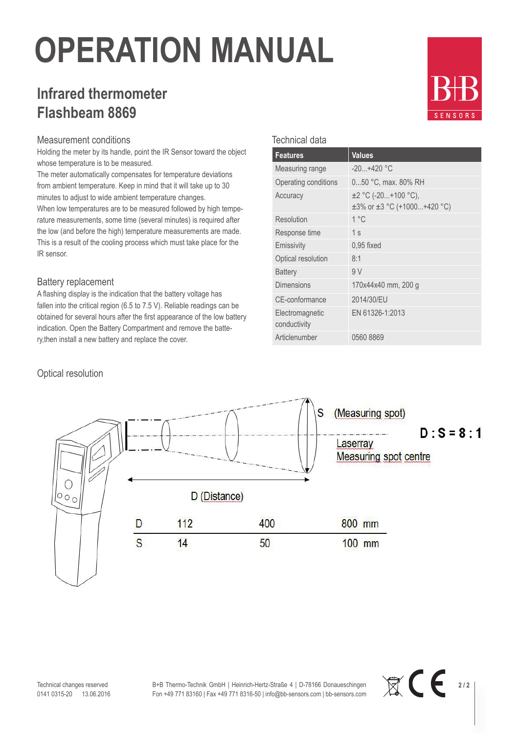# OPERATION MANUAL

## Infrared thermometer
## Flashbeam 8869

### Measurement conditions

Holding the meter by its handle, point the IR Sensor toward the object whose temperature is to be measured.
The meter automatically compensates for temperature deviations from ambient temperature. Keep in mind that it will take up to 30 minutes to adjust to wide ambient temperature changes.
When low temperatures are to be measured followed by high temperature measurements, some time (several minutes) is required after the low (and before the high) temperature measurements are made. This is a result of the cooling process which must take place for the IR sensor.

### Battery replacement

A flashing display is the indication that the battery voltage has fallen into the critical region (6.5 to 7.5 V). Reliable readings can be obtained for several hours after the first appearance of the low battery indication. Open the Battery Compartment and remove the battery,then install a new battery and replace the cover.

### Technical data

| Features | Values |
|---|---|
| Measuring range | -20...+420 °C |
| Operating conditions | 0...50 °C, max. 80% RH |
| Accuracy | ±2 °C (-20...+100 °C), ±3% or ±3 °C (+1000...+420 °C) |
| Resolution | 1 °C |
| Response time | 1 s |
| Emissivity | 0,95 fixed |
| Optical resolution | 8:1 |
| Battery | 9 V |
| Dimensions | 170x44x40 mm, 200 g |
| CE-conformance | 2014/30/EU |
| Electromagnetic conductivity | EN 61326-1:2013 |
| Articlenumber | 0560 8869 |

### Optical resolution

S (Measuring spot)

D : S = 8 : 1

Laserray
Measuring spot centre

D (Distance)

| D | 112 | 400 | 800 mm |
|---|---|---|---|
| S | 14 | 50 | 100 mm |

Technical changes reserved
0141 0315-20 13.06.2016

B+B Thermo-Technik GmbH | Heinrich-Hertz-Straße 4 | D-78166 Donaueschingen
Fon +49 771 83160 | Fax +49 771 8316-50 | info@bb-sensors.com | bb-sensors.com